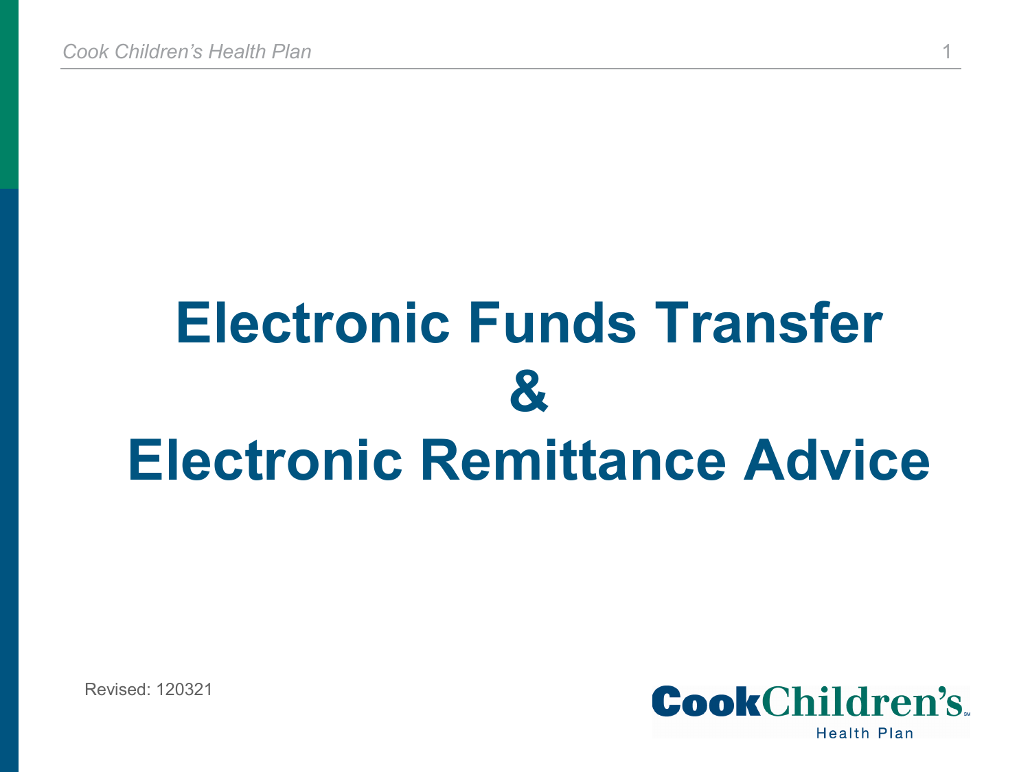# Electronic Funds Transfer
# &
# Electronic Remittance Advice

Revised: 120321

CookChildren's
Health Plan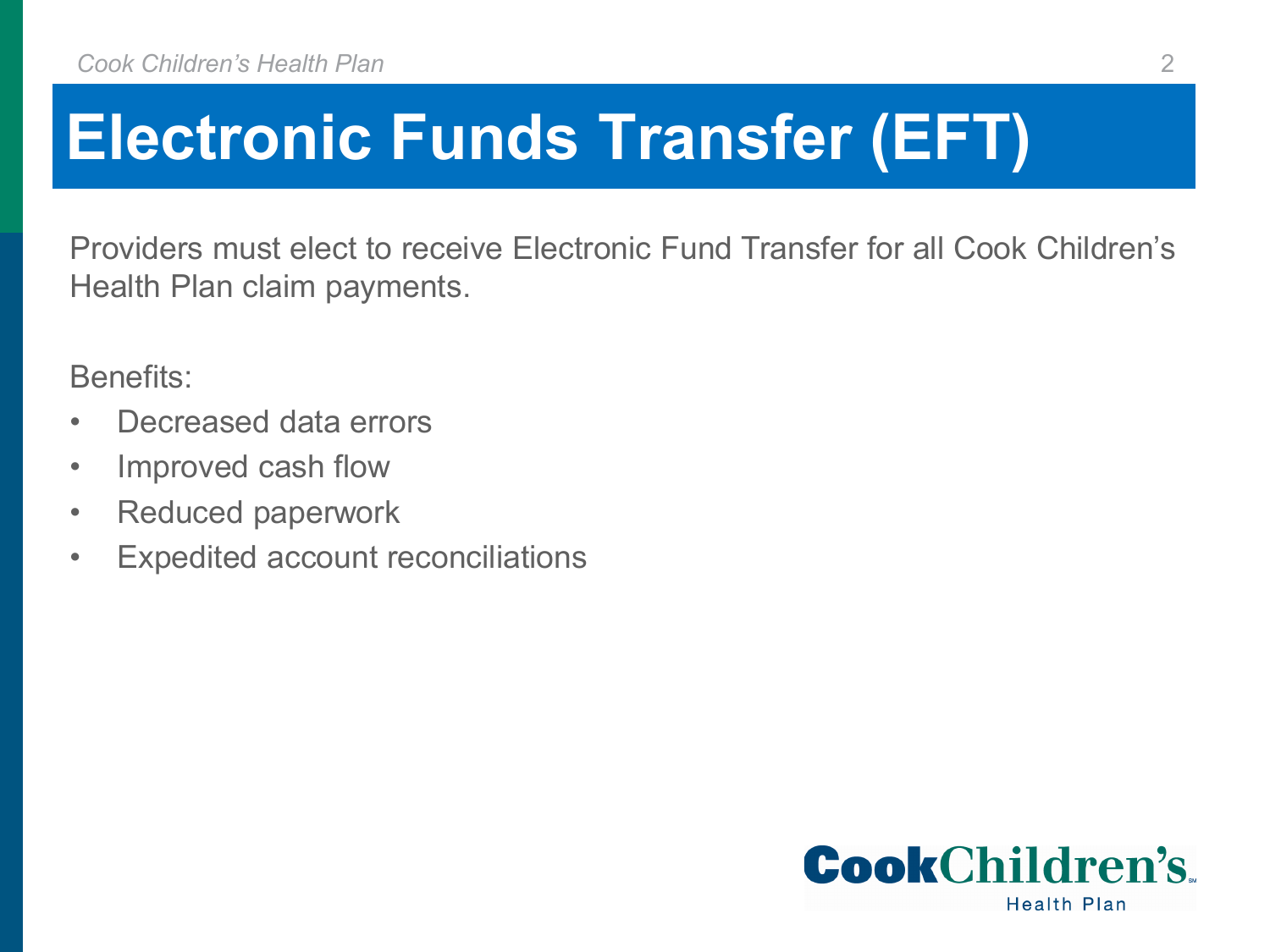# Electronic Funds Transfer (EFT)

Providers must elect to receive Electronic Fund Transfer for all Cook Children's Health Plan claim payments.

Benefits:

- Decreased data errors
- Improved cash flow
- Reduced paperwork
- Expedited account reconciliations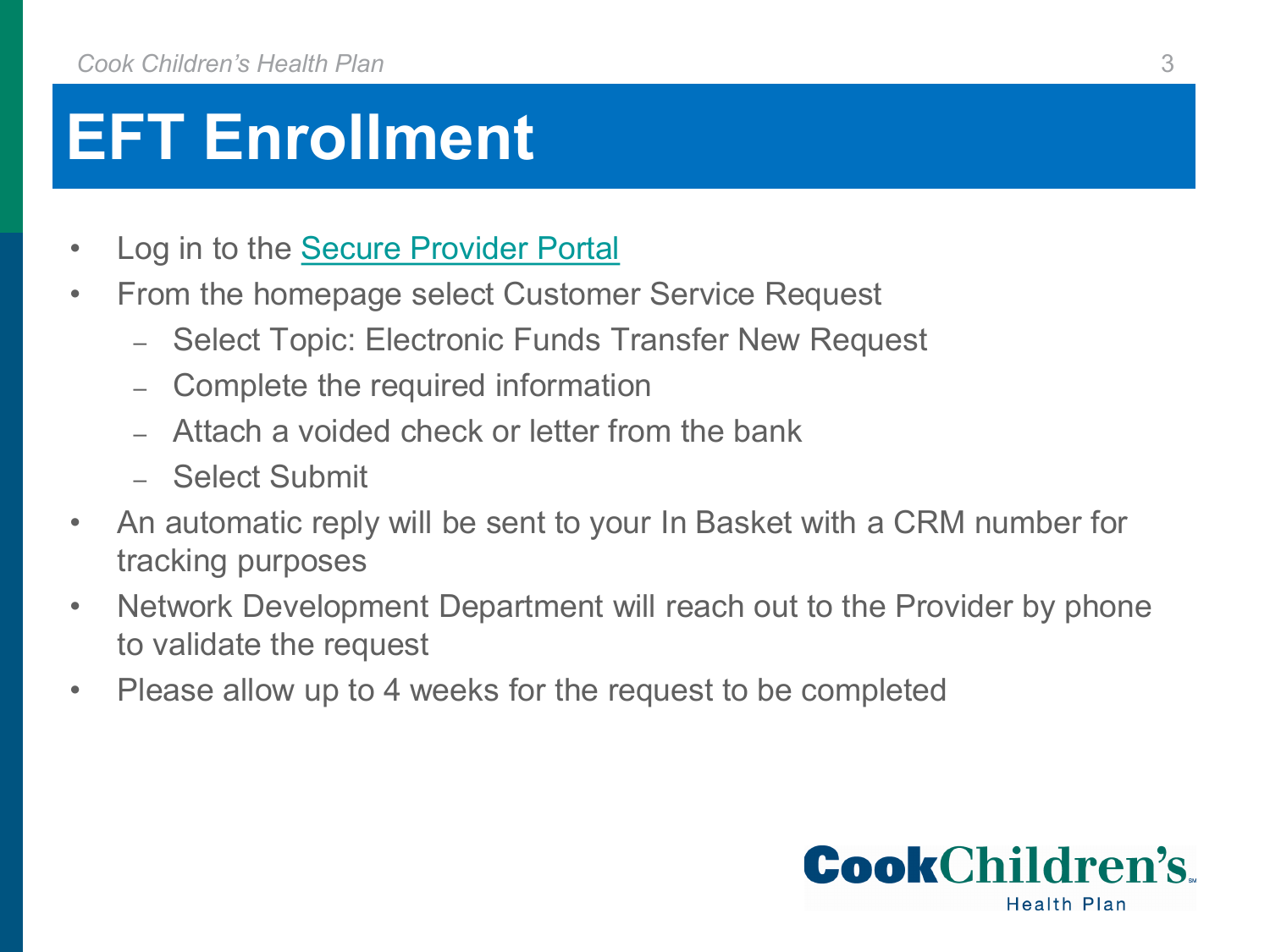# EFT Enrollment

- Log in to the Secure Provider Portal
- From the homepage select Customer Service Request
  - Select Topic: Electronic Funds Transfer New Request
  - Complete the required information
  - Attach a voided check or letter from the bank
  - Select Submit
- An automatic reply will be sent to your In Basket with a CRM number for tracking purposes
- Network Development Department will reach out to the Provider by phone to validate the request
- Please allow up to 4 weeks for the request to be completed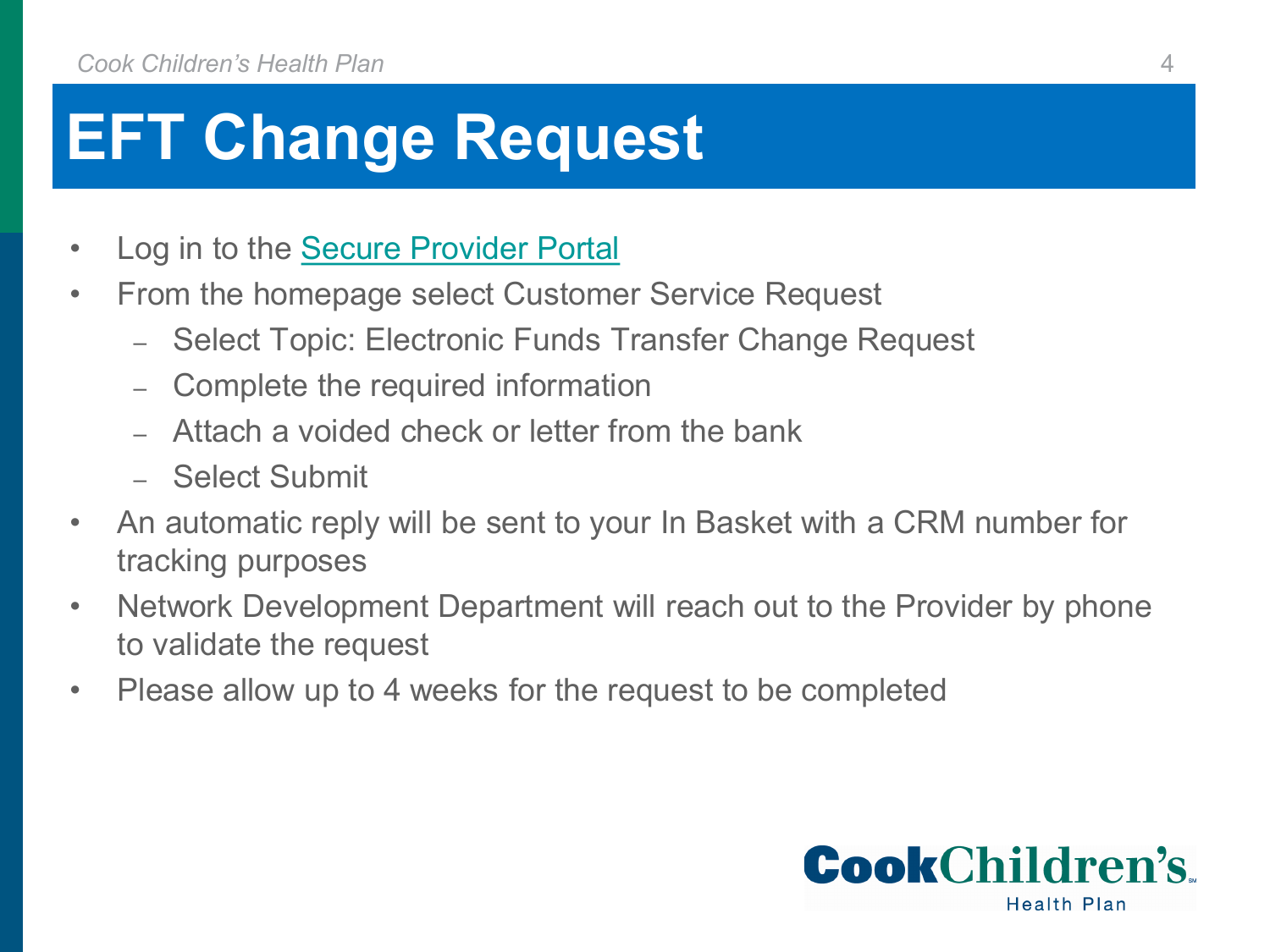# EFT Change Request

- Log in to the Secure Provider Portal
- From the homepage select Customer Service Request
  - Select Topic: Electronic Funds Transfer Change Request
  - Complete the required information
  - Attach a voided check or letter from the bank
  - Select Submit
- An automatic reply will be sent to your In Basket with a CRM number for tracking purposes
- Network Development Department will reach out to the Provider by phone to validate the request
- Please allow up to 4 weeks for the request to be completed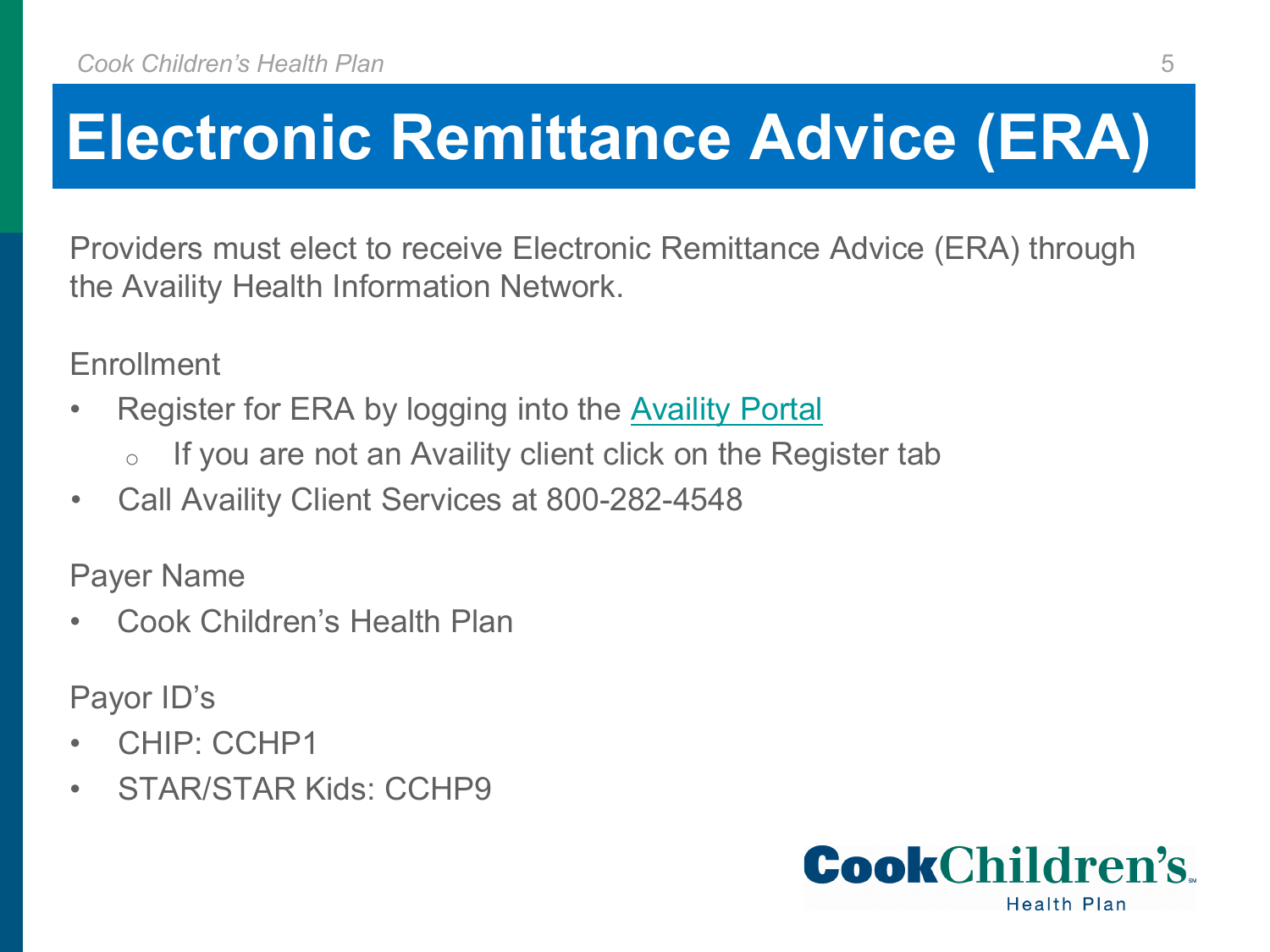# Electronic Remittance Advice (ERA)

Providers must elect to receive Electronic Remittance Advice (ERA) through the Availity Health Information Network.

Enrollment

- Register for ERA by logging into the [Availity Portal]()
  - If you are not an Availity client click on the Register tab
- Call Availity Client Services at 800-282-4548

Payer Name

- Cook Children's Health Plan

Payor ID's

- CHIP: CCHP1
- STAR/STAR Kids: CCHP9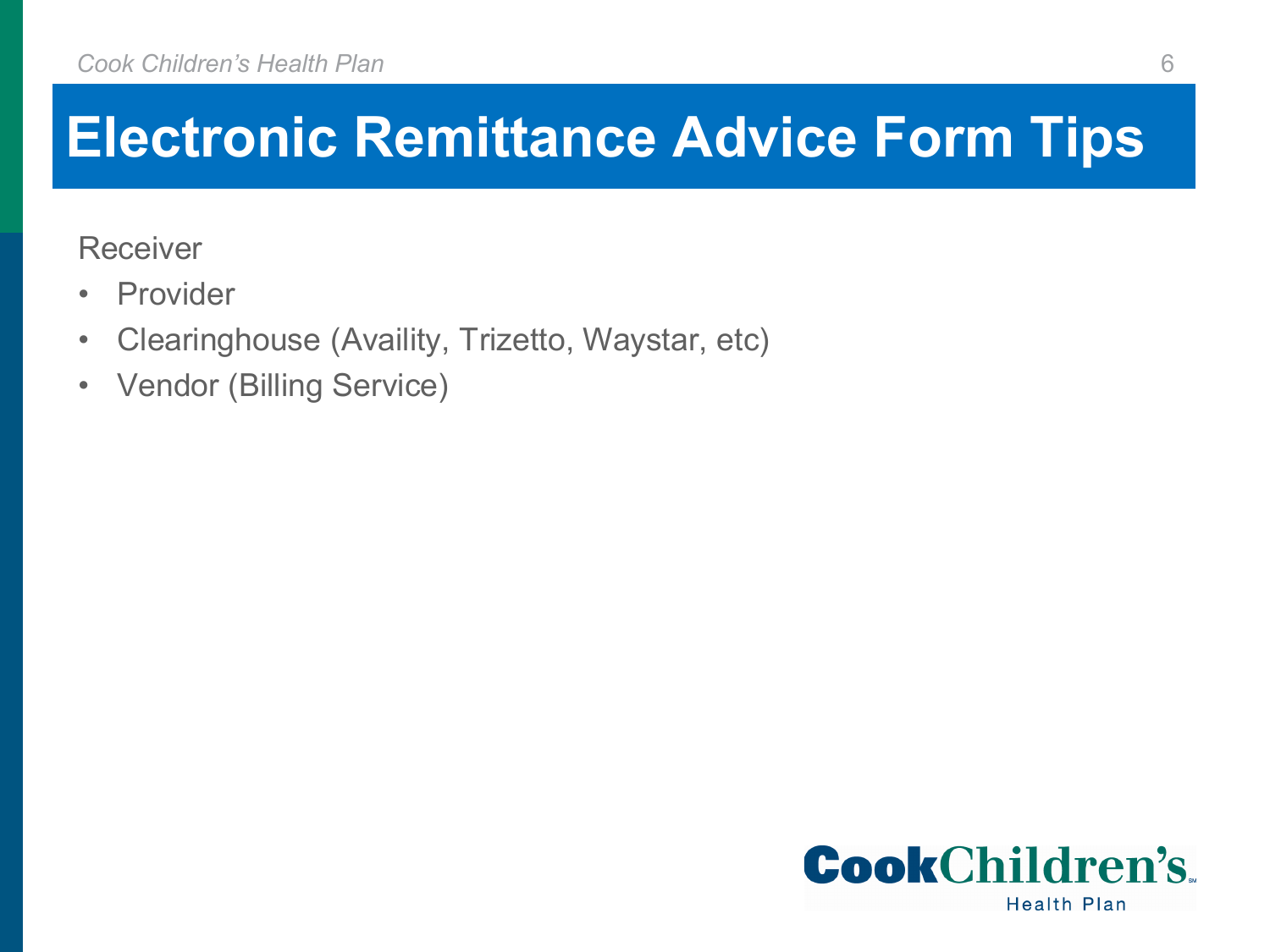# Electronic Remittance Advice Form Tips

Receiver

- Provider
- Clearinghouse (Availity, Trizetto, Waystar, etc)
- Vendor (Billing Service)